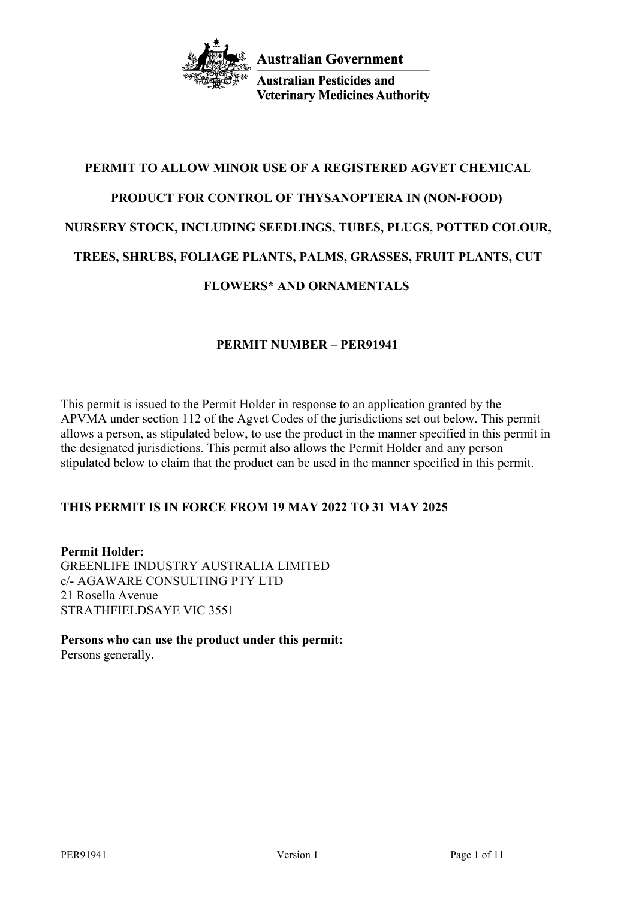Australian Government

Australian Pesticides and Veterinary Medicines Authority

# PERMIT TO ALLOW MINOR USE OF A REGISTERED AGVET CHEMICAL PRODUCT FOR CONTROL OF THYSANOPTERA IN (NON-FOOD) NURSERY STOCK, INCLUDING SEEDLINGS, TUBES, PLUGS, POTTED COLOUR, TREES, SHRUBS, FOLIAGE PLANTS, PALMS, GRASSES, FRUIT PLANTS, CUT FLOWERS* AND ORNAMENTALS

## PERMIT NUMBER – PER91941

This permit is issued to the Permit Holder in response to an application granted by the APVMA under section 112 of the Agvet Codes of the jurisdictions set out below. This permit allows a person, as stipulated below, to use the product in the manner specified in this permit in the designated jurisdictions. This permit also allows the Permit Holder and any person stipulated below to claim that the product can be used in the manner specified in this permit.

**THIS PERMIT IS IN FORCE FROM 19 MAY 2022 TO 31 MAY 2025**

**Permit Holder:**
GREENLIFE INDUSTRY AUSTRALIA LIMITED
c/- AGAWARE CONSULTING PTY LTD
21 Rosella Avenue
STRATHFIELDSAYE VIC 3551

**Persons who can use the product under this permit:**
Persons generally.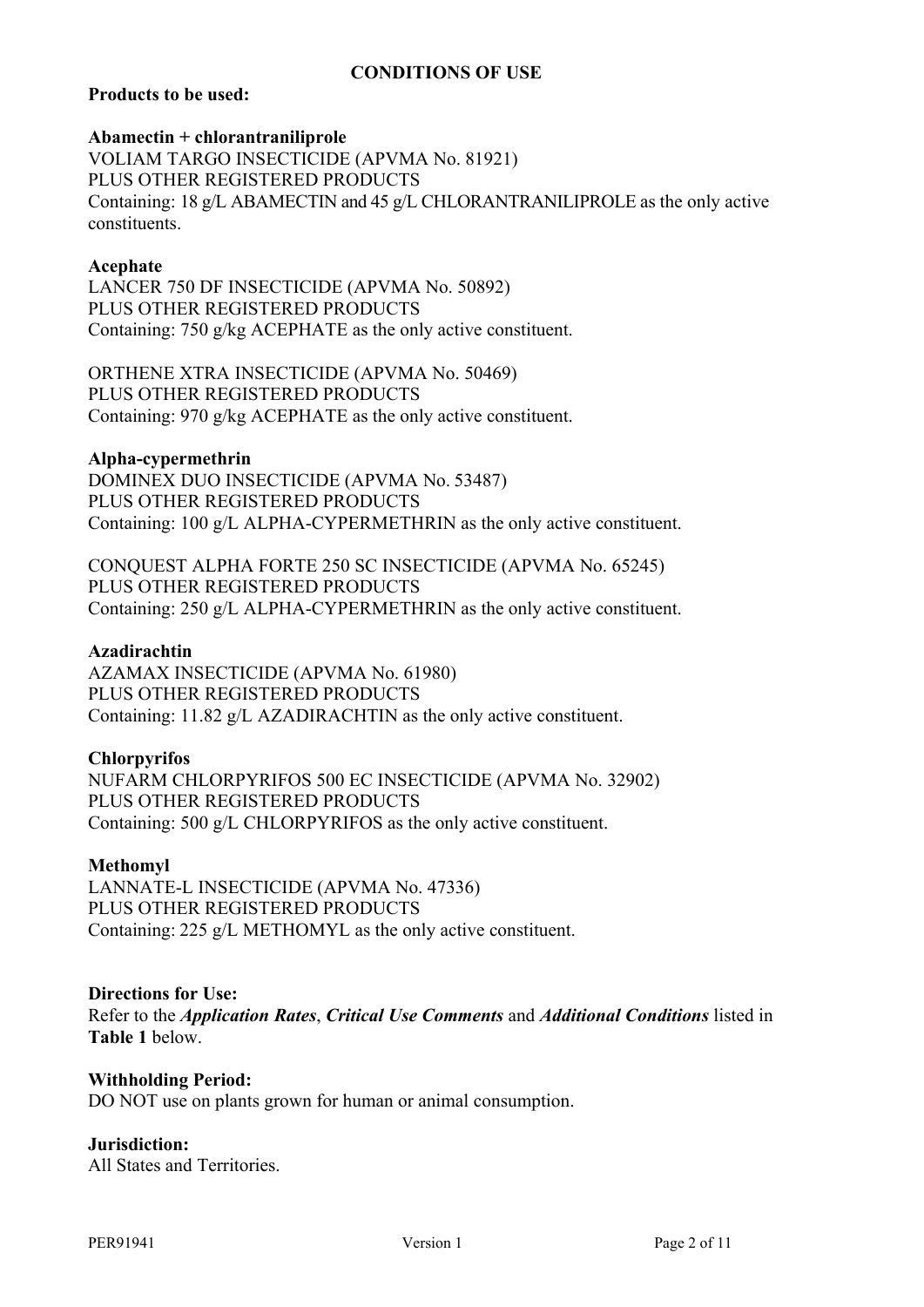# CONDITIONS OF USE

**Products to be used:**

**Abamectin + chlorantraniliprole**
VOLIAM TARGO INSECTICIDE (APVMA No. 81921)
PLUS OTHER REGISTERED PRODUCTS
Containing: 18 g/L ABAMECTIN and 45 g/L CHLORANTRANILIPROLE as the only active constituents.

**Acephate**
LANCER 750 DF INSECTICIDE (APVMA No. 50892)
PLUS OTHER REGISTERED PRODUCTS
Containing: 750 g/kg ACEPHATE as the only active constituent.

ORTHENE XTRA INSECTICIDE (APVMA No. 50469)
PLUS OTHER REGISTERED PRODUCTS
Containing: 970 g/kg ACEPHATE as the only active constituent.

**Alpha-cypermethrin**
DOMINEX DUO INSECTICIDE (APVMA No. 53487)
PLUS OTHER REGISTERED PRODUCTS
Containing: 100 g/L ALPHA-CYPERMETHRIN as the only active constituent.

CONQUEST ALPHA FORTE 250 SC INSECTICIDE (APVMA No. 65245)
PLUS OTHER REGISTERED PRODUCTS
Containing: 250 g/L ALPHA-CYPERMETHRIN as the only active constituent.

**Azadirachtin**
AZAMAX INSECTICIDE (APVMA No. 61980)
PLUS OTHER REGISTERED PRODUCTS
Containing: 11.82 g/L AZADIRACHTIN as the only active constituent.

**Chlorpyrifos**
NUFARM CHLORPYRIFOS 500 EC INSECTICIDE (APVMA No. 32902)
PLUS OTHER REGISTERED PRODUCTS
Containing: 500 g/L CHLORPYRIFOS as the only active constituent.

**Methomyl**
LANNATE-L INSECTICIDE (APVMA No. 47336)
PLUS OTHER REGISTERED PRODUCTS
Containing: 225 g/L METHOMYL as the only active constituent.

**Directions for Use:**
Refer to the ***Application Rates***, ***Critical Use Comments*** and ***Additional Conditions*** listed in **Table 1** below.

**Withholding Period:**
DO NOT use on plants grown for human or animal consumption.

**Jurisdiction:**
All States and Territories.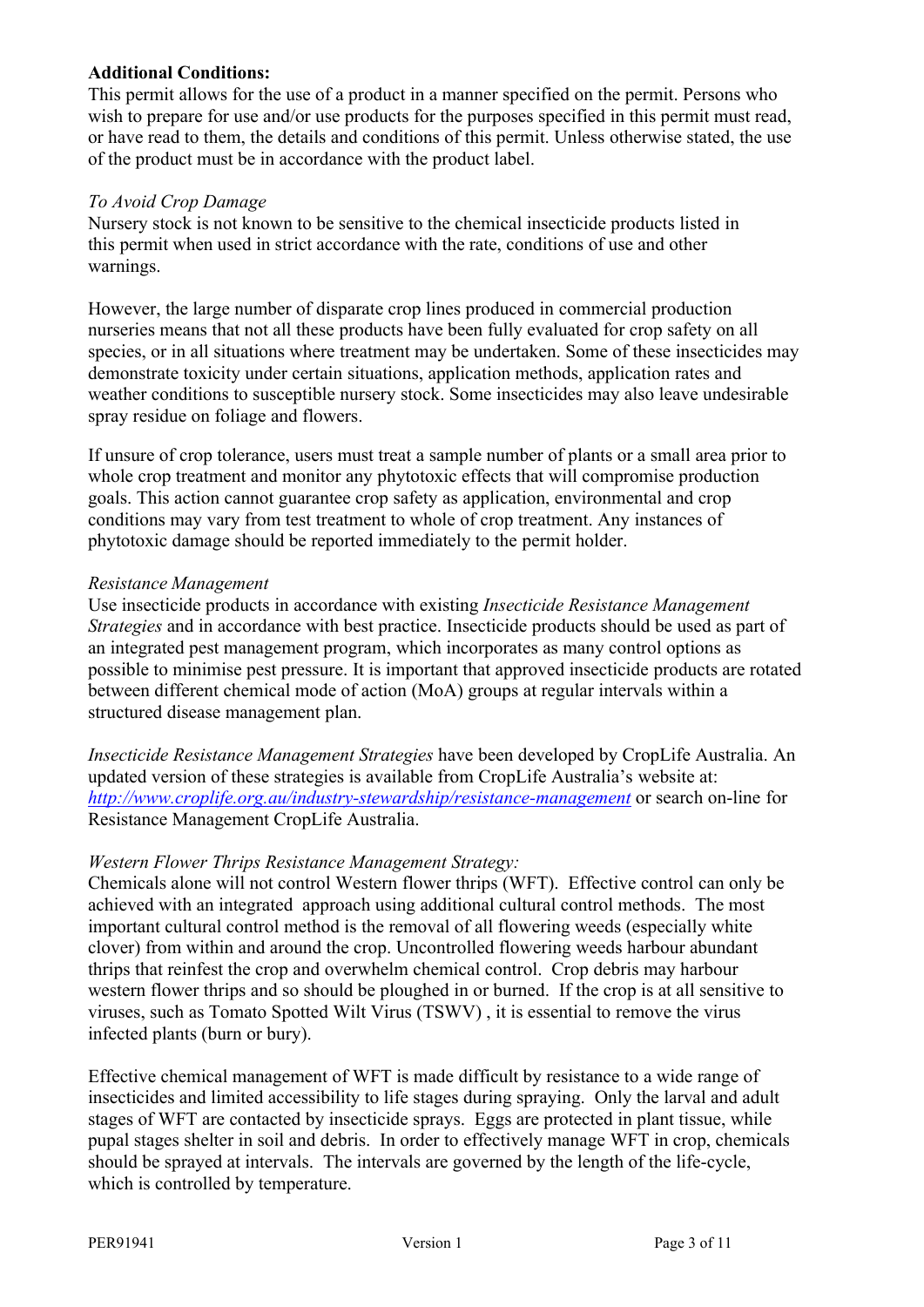**Additional Conditions:**

This permit allows for the use of a product in a manner specified on the permit. Persons who wish to prepare for use and/or use products for the purposes specified in this permit must read, or have read to them, the details and conditions of this permit. Unless otherwise stated, the use of the product must be in accordance with the product label.

*To Avoid Crop Damage*

Nursery stock is not known to be sensitive to the chemical insecticide products listed in this permit when used in strict accordance with the rate, conditions of use and other warnings.

However, the large number of disparate crop lines produced in commercial production nurseries means that not all these products have been fully evaluated for crop safety on all species, or in all situations where treatment may be undertaken. Some of these insecticides may demonstrate toxicity under certain situations, application methods, application rates and weather conditions to susceptible nursery stock. Some insecticides may also leave undesirable spray residue on foliage and flowers.

If unsure of crop tolerance, users must treat a sample number of plants or a small area prior to whole crop treatment and monitor any phytotoxic effects that will compromise production goals. This action cannot guarantee crop safety as application, environmental and crop conditions may vary from test treatment to whole of crop treatment. Any instances of phytotoxic damage should be reported immediately to the permit holder.

*Resistance Management*

Use insecticide products in accordance with existing *Insecticide Resistance Management Strategies* and in accordance with best practice. Insecticide products should be used as part of an integrated pest management program, which incorporates as many control options as possible to minimise pest pressure. It is important that approved insecticide products are rotated between different chemical mode of action (MoA) groups at regular intervals within a structured disease management plan.

*Insecticide Resistance Management Strategies* have been developed by CropLife Australia. An updated version of these strategies is available from CropLife Australia's website at: [http://www.croplife.org.au/industry-stewardship/resistance-management](http://www.croplife.org.au/industry-stewardship/resistance-management) or search on-line for Resistance Management CropLife Australia.

*Western Flower Thrips Resistance Management Strategy:*

Chemicals alone will not control Western flower thrips (WFT). Effective control can only be achieved with an integrated approach using additional cultural control methods. The most important cultural control method is the removal of all flowering weeds (especially white clover) from within and around the crop. Uncontrolled flowering weeds harbour abundant thrips that reinfest the crop and overwhelm chemical control. Crop debris may harbour western flower thrips and so should be ploughed in or burned. If the crop is at all sensitive to viruses, such as Tomato Spotted Wilt Virus (TSWV) , it is essential to remove the virus infected plants (burn or bury).

Effective chemical management of WFT is made difficult by resistance to a wide range of insecticides and limited accessibility to life stages during spraying. Only the larval and adult stages of WFT are contacted by insecticide sprays. Eggs are protected in plant tissue, while pupal stages shelter in soil and debris. In order to effectively manage WFT in crop, chemicals should be sprayed at intervals. The intervals are governed by the length of the life-cycle, which is controlled by temperature.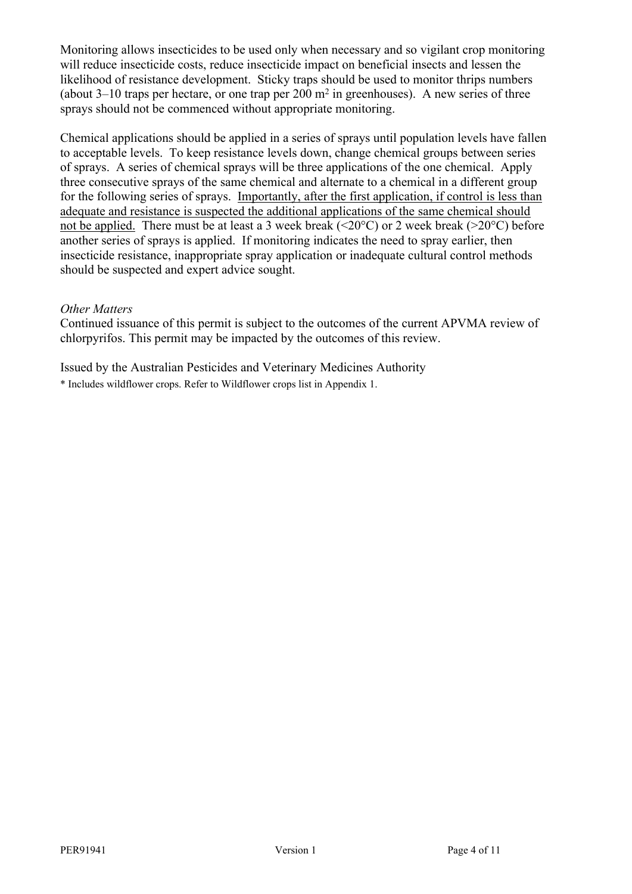Monitoring allows insecticides to be used only when necessary and so vigilant crop monitoring will reduce insecticide costs, reduce insecticide impact on beneficial insects and lessen the likelihood of resistance development. Sticky traps should be used to monitor thrips numbers (about 3–10 traps per hectare, or one trap per 200 $m^2$ in greenhouses). A new series of three sprays should not be commenced without appropriate monitoring.

Chemical applications should be applied in a series of sprays until population levels have fallen to acceptable levels. To keep resistance levels down, change chemical groups between series of sprays. A series of chemical sprays will be three applications of the one chemical. Apply three consecutive sprays of the same chemical and alternate to a chemical in a different group for the following series of sprays. <u>Importantly, after the first application, if control is less than adequate and resistance is suspected the additional applications of the same chemical should not be applied.</u> There must be at least a 3 week break (<20°C) or 2 week break (>20°C) before another series of sprays is applied. If monitoring indicates the need to spray earlier, then insecticide resistance, inappropriate spray application or inadequate cultural control methods should be suspected and expert advice sought.

*Other Matters*

Continued issuance of this permit is subject to the outcomes of the current APVMA review of chlorpyrifos. This permit may be impacted by the outcomes of this review.

Issued by the Australian Pesticides and Veterinary Medicines Authority

\* Includes wildflower crops. Refer to Wildflower crops list in Appendix 1.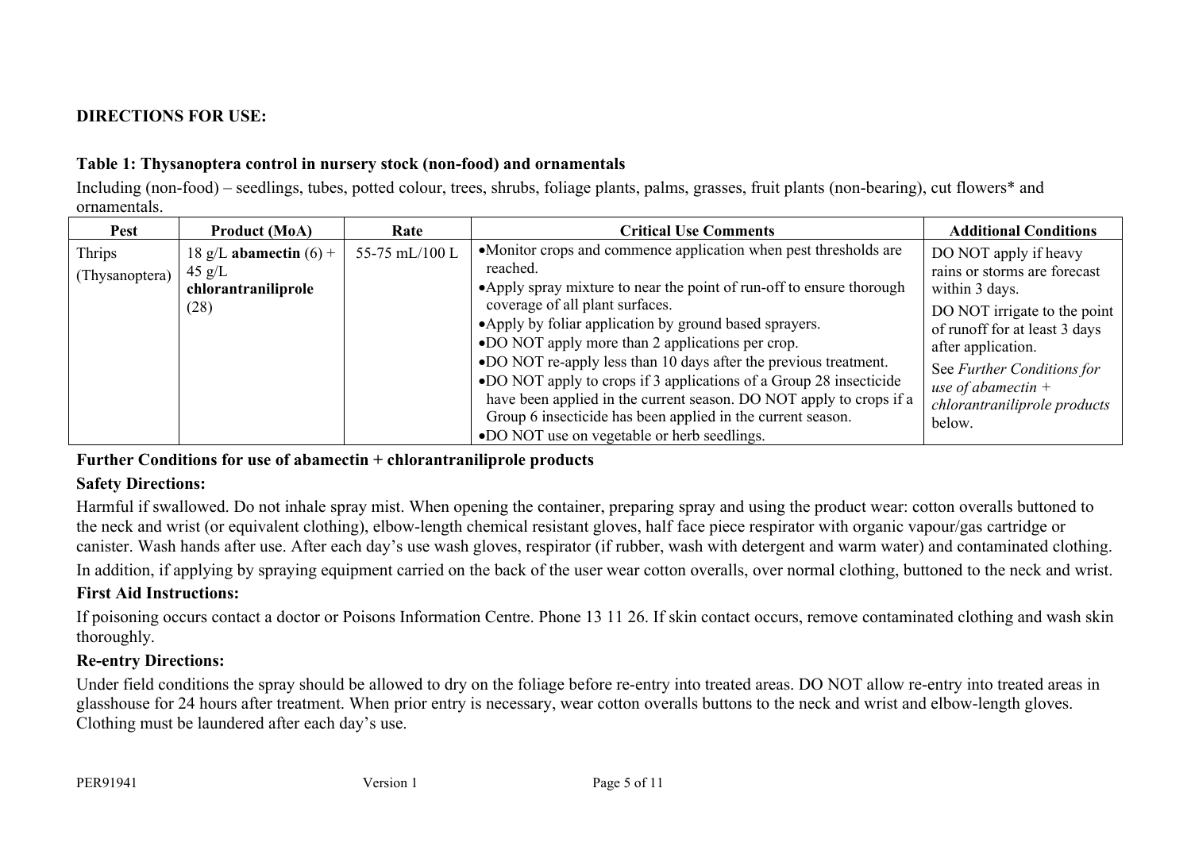**DIRECTIONS FOR USE:**

**Table 1: Thysanoptera control in nursery stock (non-food) and ornamentals**

Including (non-food) – seedlings, tubes, potted colour, trees, shrubs, foliage plants, palms, grasses, fruit plants (non-bearing), cut flowers* and ornamentals.

| Pest | Product (MoA) | Rate | Critical Use Comments | Additional Conditions |
|---|---|---|---|---|
| Thrips (Thysanoptera) | 18 g/L **abamectin** (6) + 45 g/L **chlorantraniliprole** (28) | 55-75 mL/100 L | • Monitor crops and commence application when pest thresholds are reached.<br>• Apply spray mixture to near the point of run-off to ensure thorough coverage of all plant surfaces.<br>• Apply by foliar application by ground based sprayers.<br>• DO NOT apply more than 2 applications per crop.<br>• DO NOT re-apply less than 10 days after the previous treatment.<br>• DO NOT apply to crops if 3 applications of a Group 28 insecticide have been applied in the current season. DO NOT apply to crops if a Group 6 insecticide has been applied in the current season.<br>• DO NOT use on vegetable or herb seedlings. | DO NOT apply if heavy rains or storms are forecast within 3 days.<br>DO NOT irrigate to the point of runoff for at least 3 days after application.<br>See *Further Conditions for use of abamectin + chlorantraniliprole products* below. |

**Further Conditions for use of abamectin + chlorantraniliprole products**

**Safety Directions:**

Harmful if swallowed. Do not inhale spray mist. When opening the container, preparing spray and using the product wear: cotton overalls buttoned to the neck and wrist (or equivalent clothing), elbow-length chemical resistant gloves, half face piece respirator with organic vapour/gas cartridge or canister. Wash hands after use. After each day's use wash gloves, respirator (if rubber, wash with detergent and warm water) and contaminated clothing.

In addition, if applying by spraying equipment carried on the back of the user wear cotton overalls, over normal clothing, buttoned to the neck and wrist.

**First Aid Instructions:**

If poisoning occurs contact a doctor or Poisons Information Centre. Phone 13 11 26. If skin contact occurs, remove contaminated clothing and wash skin thoroughly.

**Re-entry Directions:**

Under field conditions the spray should be allowed to dry on the foliage before re-entry into treated areas. DO NOT allow re-entry into treated areas in glasshouse for 24 hours after treatment. When prior entry is necessary, wear cotton overalls buttons to the neck and wrist and elbow-length gloves. Clothing must be laundered after each day's use.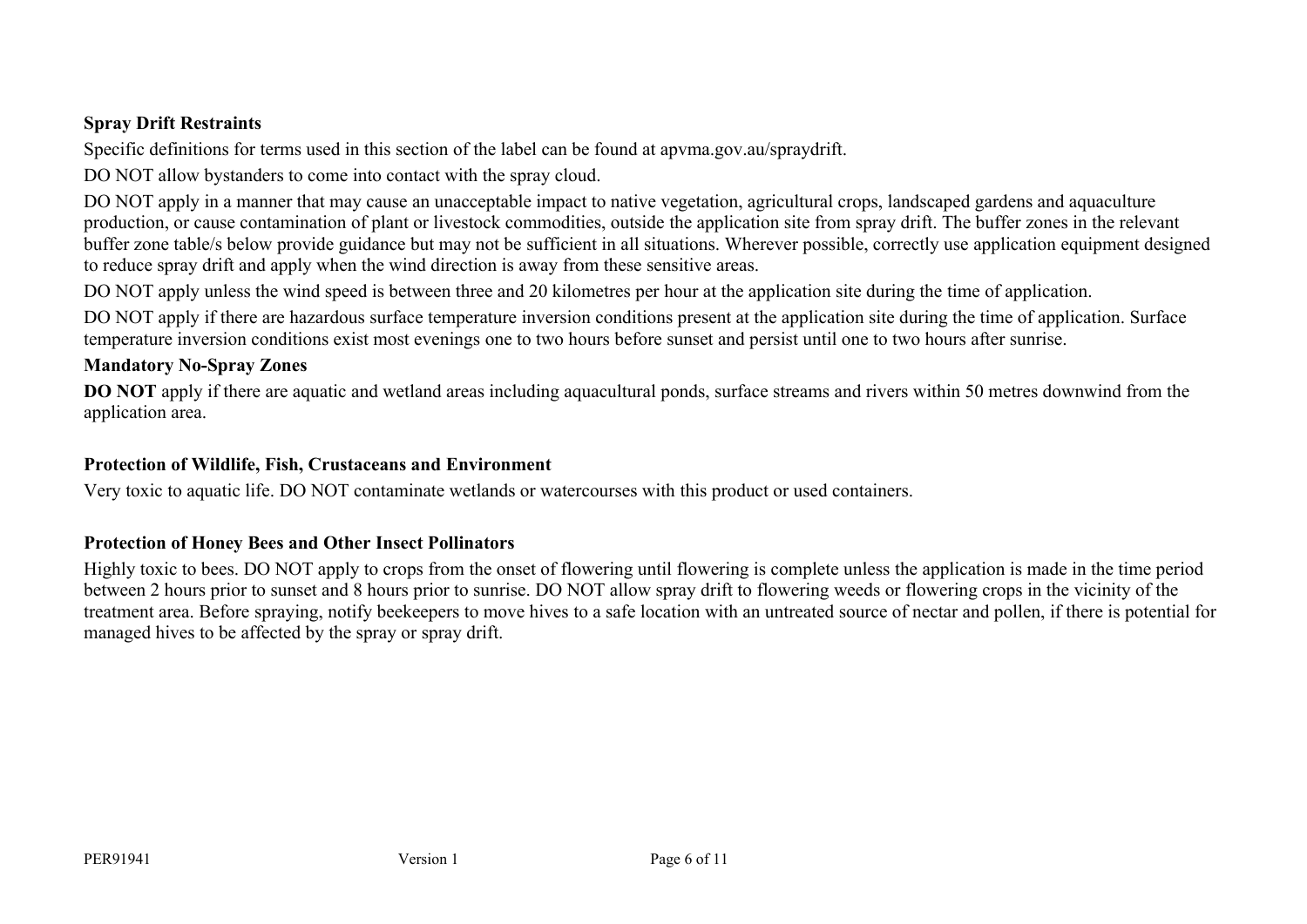**Spray Drift Restraints**

Specific definitions for terms used in this section of the label can be found at apvma.gov.au/spraydrift.

DO NOT allow bystanders to come into contact with the spray cloud.

DO NOT apply in a manner that may cause an unacceptable impact to native vegetation, agricultural crops, landscaped gardens and aquaculture production, or cause contamination of plant or livestock commodities, outside the application site from spray drift. The buffer zones in the relevant buffer zone table/s below provide guidance but may not be sufficient in all situations. Wherever possible, correctly use application equipment designed to reduce spray drift and apply when the wind direction is away from these sensitive areas.

DO NOT apply unless the wind speed is between three and 20 kilometres per hour at the application site during the time of application.

DO NOT apply if there are hazardous surface temperature inversion conditions present at the application site during the time of application. Surface temperature inversion conditions exist most evenings one to two hours before sunset and persist until one to two hours after sunrise.

**Mandatory No-Spray Zones**

**DO NOT** apply if there are aquatic and wetland areas including aquacultural ponds, surface streams and rivers within 50 metres downwind from the application area.

**Protection of Wildlife, Fish, Crustaceans and Environment**

Very toxic to aquatic life. DO NOT contaminate wetlands or watercourses with this product or used containers.

**Protection of Honey Bees and Other Insect Pollinators**

Highly toxic to bees. DO NOT apply to crops from the onset of flowering until flowering is complete unless the application is made in the time period between 2 hours prior to sunset and 8 hours prior to sunrise. DO NOT allow spray drift to flowering weeds or flowering crops in the vicinity of the treatment area. Before spraying, notify beekeepers to move hives to a safe location with an untreated source of nectar and pollen, if there is potential for managed hives to be affected by the spray or spray drift.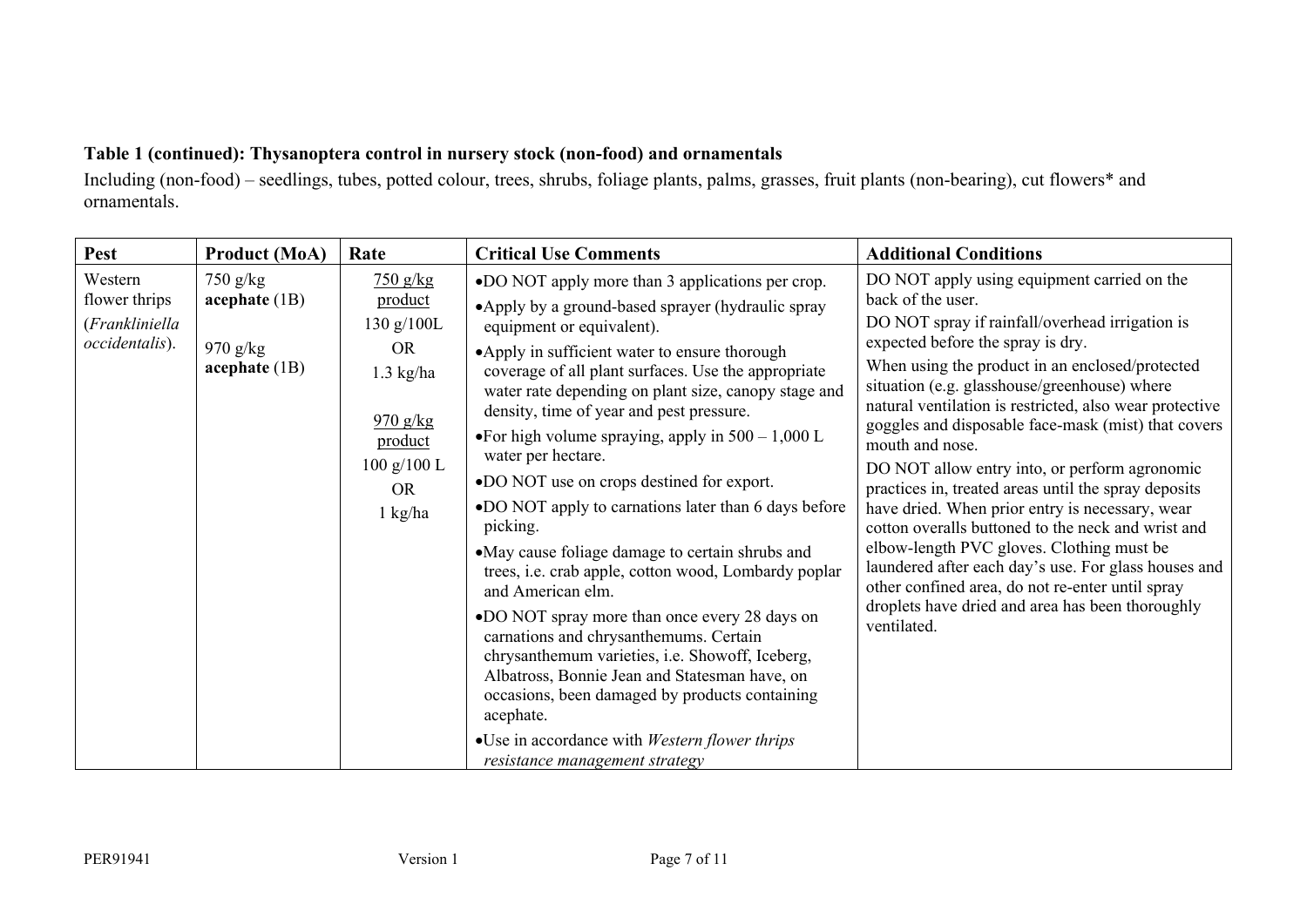**Table 1 (continued): Thysanoptera control in nursery stock (non-food) and ornamentals**

Including (non-food) – seedlings, tubes, potted colour, trees, shrubs, foliage plants, palms, grasses, fruit plants (non-bearing), cut flowers* and ornamentals.

| Pest | Product (MoA) | Rate | Critical Use Comments | Additional Conditions |
|---|---|---|---|---|
| Western flower thrips (*Frankliniella occidentalis*). | 750 g/kg **acephate** (1B)<br><br>970 g/kg **acephate** (1B) | <u>750 g/kg product</u><br>130 g/100L<br>OR<br>1.3 kg/ha<br><br><u>970 g/kg product</u><br>100 g/100 L<br>OR<br>1 kg/ha | • DO NOT apply more than 3 applications per crop.<br>• Apply by a ground-based sprayer (hydraulic spray equipment or equivalent).<br>• Apply in sufficient water to ensure thorough coverage of all plant surfaces. Use the appropriate water rate depending on plant size, canopy stage and density, time of year and pest pressure.<br>• For high volume spraying, apply in 500 – 1,000 L water per hectare.<br>• DO NOT use on crops destined for export.<br>• DO NOT apply to carnations later than 6 days before picking.<br>• May cause foliage damage to certain shrubs and trees, i.e. crab apple, cotton wood, Lombardy poplar and American elm.<br>• DO NOT spray more than once every 28 days on carnations and chrysanthemums. Certain chrysanthemum varieties, i.e. Showoff, Iceberg, Albatross, Bonnie Jean and Statesman have, on occasions, been damaged by products containing acephate.<br>• Use in accordance with *Western flower thrips resistance management strategy* | DO NOT apply using equipment carried on the back of the user.<br>DO NOT spray if rainfall/overhead irrigation is expected before the spray is dry.<br>When using the product in an enclosed/protected situation (e.g. glasshouse/greenhouse) where natural ventilation is restricted, also wear protective goggles and disposable face-mask (mist) that covers mouth and nose.<br>DO NOT allow entry into, or perform agronomic practices in, treated areas until the spray deposits have dried. When prior entry is necessary, wear cotton overalls buttoned to the neck and wrist and elbow-length PVC gloves. Clothing must be laundered after each day's use. For glass houses and other confined area, do not re-enter until spray droplets have dried and area has been thoroughly ventilated. |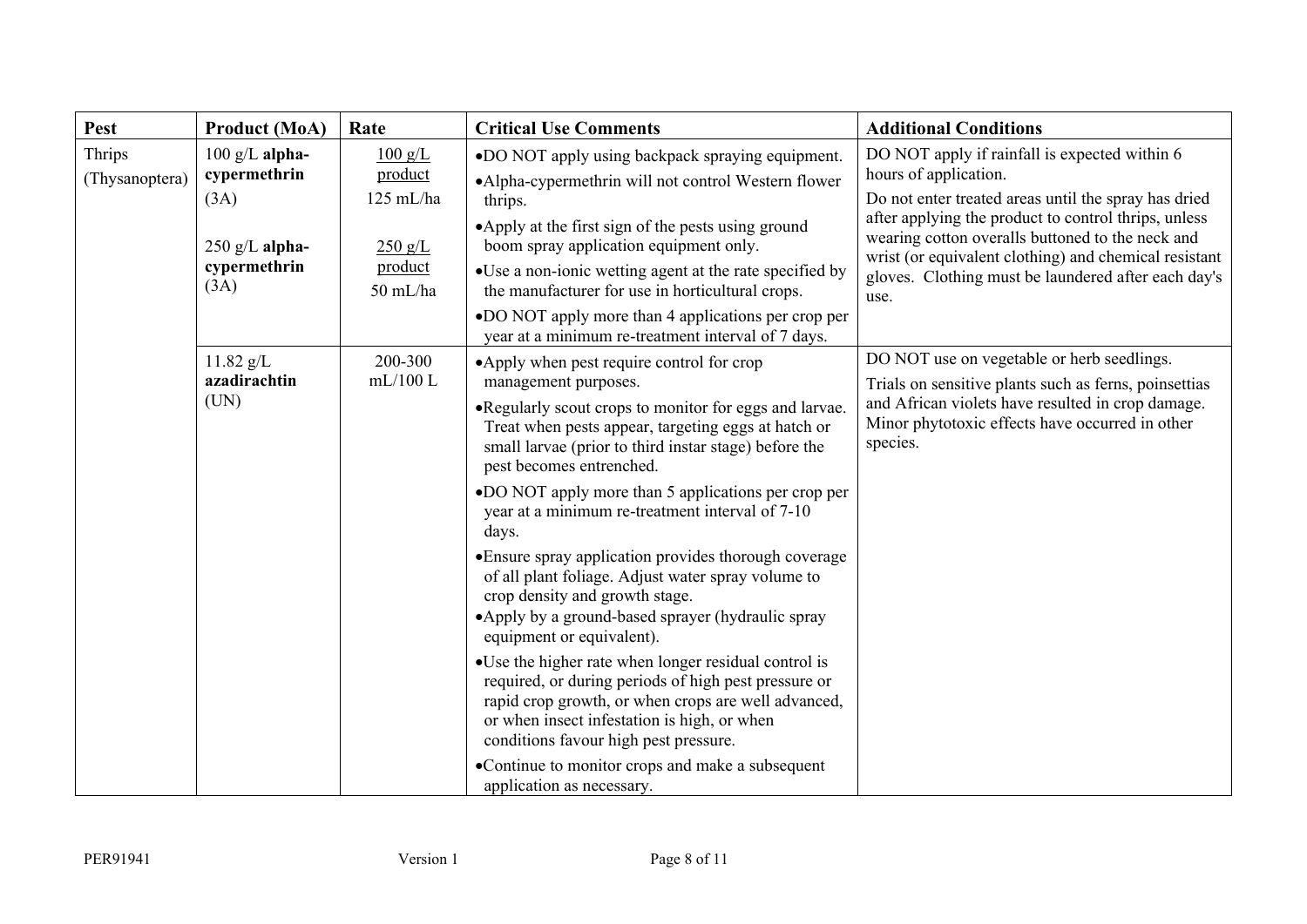| Pest | Product (MoA) | Rate | Critical Use Comments | Additional Conditions |
|---|---|---|---|---|
| Thrips (Thysanoptera) | 100 g/L **alpha-cypermethrin** (3A)<br><br>250 g/L **alpha-cypermethrin** (3A) | 100 g/L product 125 mL/ha<br><br>250 g/L product 50 mL/ha | • DO NOT apply using backpack spraying equipment.<br>• Alpha-cypermethrin will not control Western flower thrips.<br>• Apply at the first sign of the pests using ground boom spray application equipment only.<br>• Use a non-ionic wetting agent at the rate specified by the manufacturer for use in horticultural crops.<br>• DO NOT apply more than 4 applications per crop per year at a minimum re-treatment interval of 7 days. | DO NOT apply if rainfall is expected within 6 hours of application.<br>Do not enter treated areas until the spray has dried after applying the product to control thrips, unless wearing cotton overalls buttoned to the neck and wrist (or equivalent clothing) and chemical resistant gloves. Clothing must be laundered after each day's use. |
| | 11.82 g/L **azadirachtin** (UN) | 200-300 mL/100 L | • Apply when pest require control for crop management purposes.<br>• Regularly scout crops to monitor for eggs and larvae. Treat when pests appear, targeting eggs at hatch or small larvae (prior to third instar stage) before the pest becomes entrenched.<br>• DO NOT apply more than 5 applications per crop per year at a minimum re-treatment interval of 7-10 days.<br>• Ensure spray application provides thorough coverage of all plant foliage. Adjust water spray volume to crop density and growth stage.<br>• Apply by a ground-based sprayer (hydraulic spray equipment or equivalent).<br>• Use the higher rate when longer residual control is required, or during periods of high pest pressure or rapid crop growth, or when crops are well advanced, or when insect infestation is high, or when conditions favour high pest pressure.<br>• Continue to monitor crops and make a subsequent application as necessary. | DO NOT use on vegetable or herb seedlings.<br>Trials on sensitive plants such as ferns, poinsettias and African violets have resulted in crop damage. Minor phytotoxic effects have occurred in other species. |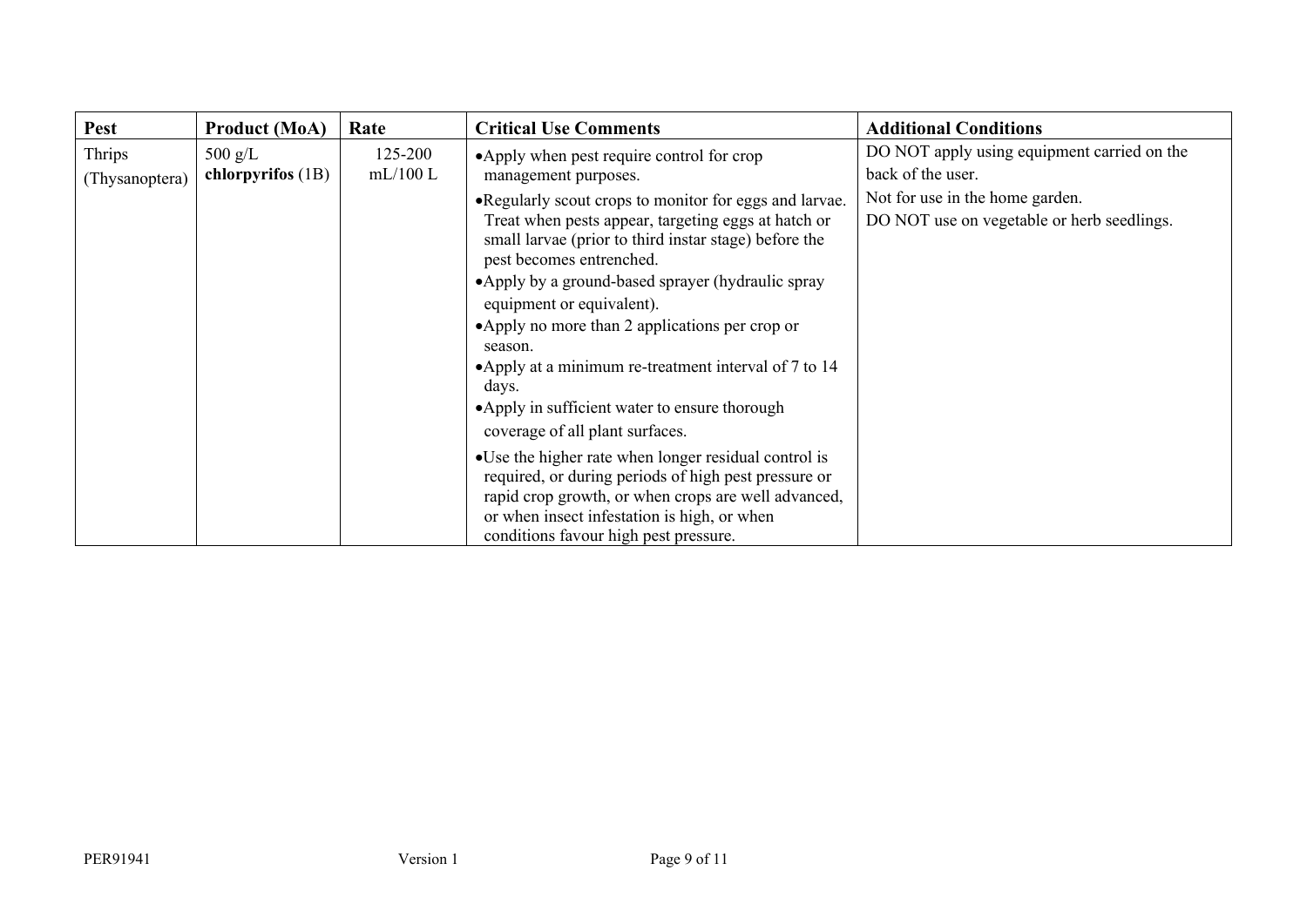| Pest | Product (MoA) | Rate | Critical Use Comments | Additional Conditions |
|---|---|---|---|---|
| Thrips (Thysanoptera) | 500 g/L **chlorpyrifos** (1B) | 125-200 mL/100 L | •Apply when pest require control for crop management purposes.<br>•Regularly scout crops to monitor for eggs and larvae. Treat when pests appear, targeting eggs at hatch or small larvae (prior to third instar stage) before the pest becomes entrenched.<br>•Apply by a ground-based sprayer (hydraulic spray equipment or equivalent).<br>•Apply no more than 2 applications per crop or season.<br>•Apply at a minimum re-treatment interval of 7 to 14 days.<br>•Apply in sufficient water to ensure thorough coverage of all plant surfaces.<br>•Use the higher rate when longer residual control is required, or during periods of high pest pressure or rapid crop growth, or when crops are well advanced, or when insect infestation is high, or when conditions favour high pest pressure. | DO NOT apply using equipment carried on the back of the user.<br>Not for use in the home garden.<br>DO NOT use on vegetable or herb seedlings. |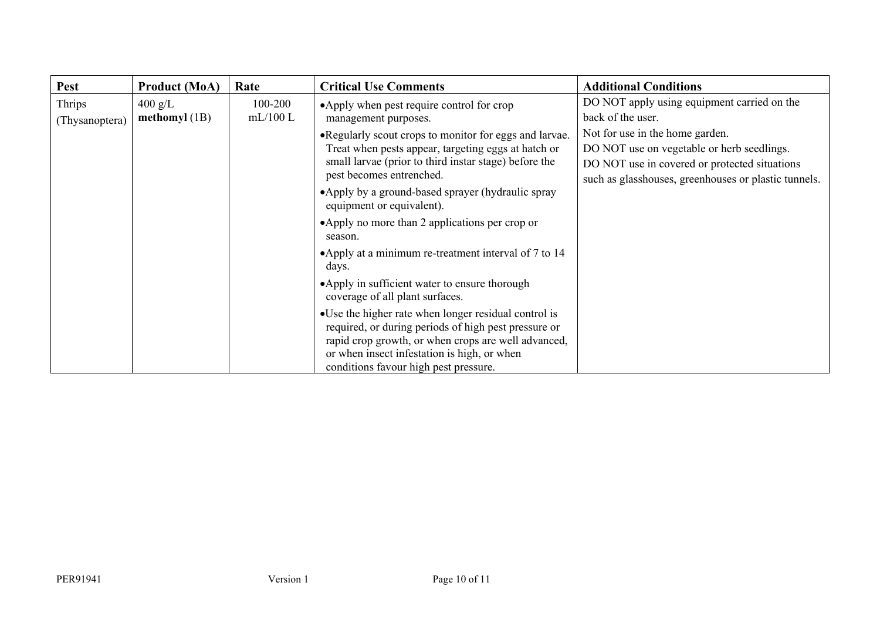| Pest | Product (MoA) | Rate | Critical Use Comments | Additional Conditions |
|---|---|---|---|---|
| Thrips (Thysanoptera) | 400 g/L **methomyl** (1B) | 100-200 mL/100 L | •Apply when pest require control for crop management purposes.<br>•Regularly scout crops to monitor for eggs and larvae. Treat when pests appear, targeting eggs at hatch or small larvae (prior to third instar stage) before the pest becomes entrenched.<br>•Apply by a ground-based sprayer (hydraulic spray equipment or equivalent).<br>•Apply no more than 2 applications per crop or season.<br>•Apply at a minimum re-treatment interval of 7 to 14 days.<br>•Apply in sufficient water to ensure thorough coverage of all plant surfaces.<br>•Use the higher rate when longer residual control is required, or during periods of high pest pressure or rapid crop growth, or when crops are well advanced, or when insect infestation is high, or when conditions favour high pest pressure. | DO NOT apply using equipment carried on the back of the user.<br>Not for use in the home garden.<br>DO NOT use on vegetable or herb seedlings.<br>DO NOT use in covered or protected situations such as glasshouses, greenhouses or plastic tunnels. |

PER91941 Version 1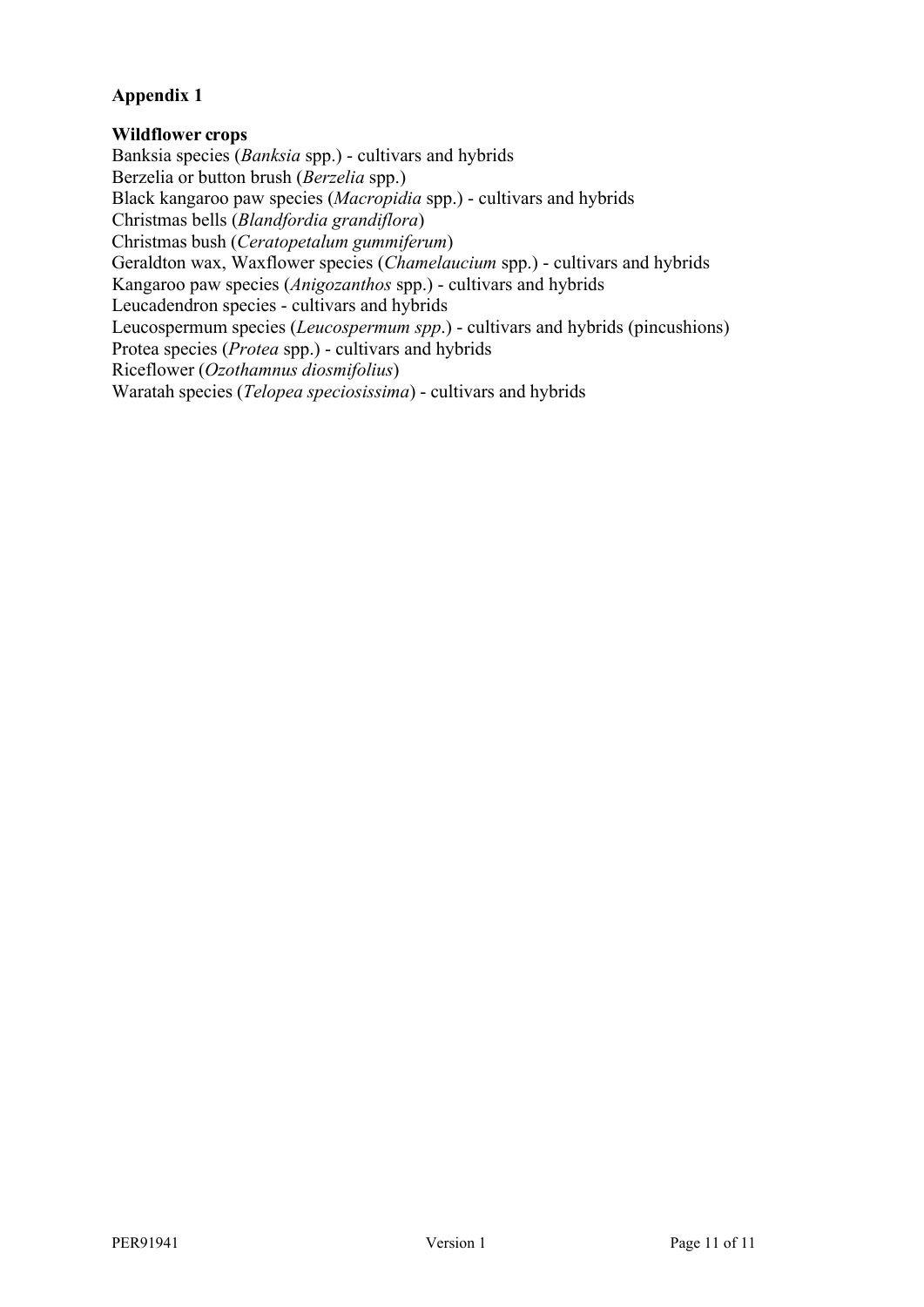# Appendix 1

**Wildflower crops**

Banksia species (*Banksia* spp.) - cultivars and hybrids
Berzelia or button brush (*Berzelia* spp.)
Black kangaroo paw species (*Macropidia* spp.) - cultivars and hybrids
Christmas bells (*Blandfordia grandiflora*)
Christmas bush (*Ceratopetalum gummiferum*)
Geraldton wax, Waxflower species (*Chamelaucium* spp.) - cultivars and hybrids
Kangaroo paw species (*Anigozanthos* spp.) - cultivars and hybrids
Leucadendron species - cultivars and hybrids
Leucospermum species (*Leucospermum spp*.) - cultivars and hybrids (pincushions)
Protea species (*Protea* spp.) - cultivars and hybrids
Riceflower (*Ozothamnus diosmifolius*)
Waratah species (*Telopea speciosissima*) - cultivars and hybrids